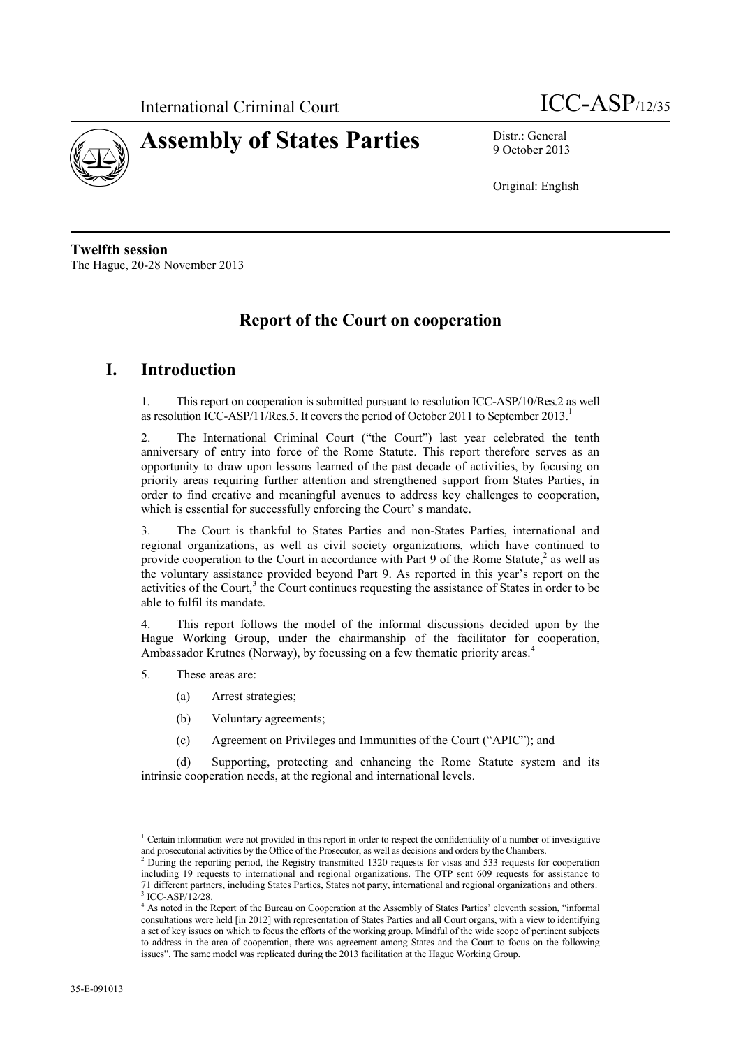International Criminal Court ICC-ASP/12/35

# Assembly of States Parties

Distr.: General
9 October 2013

Original: English

**Twelfth session**
The Hague, 20-28 November 2013

## Report of the Court on cooperation

## I. Introduction

1. This report on cooperation is submitted pursuant to resolution ICC-ASP/10/Res.2 as well as resolution ICC-ASP/11/Res.5. It covers the period of October 2011 to September 2013.[1]

2. The International Criminal Court ("the Court") last year celebrated the tenth anniversary of entry into force of the Rome Statute. This report therefore serves as an opportunity to draw upon lessons learned of the past decade of activities, by focusing on priority areas requiring further attention and strengthened support from States Parties, in order to find creative and meaningful avenues to address key challenges to cooperation, which is essential for successfully enforcing the Court' s mandate.

3. The Court is thankful to States Parties and non-States Parties, international and regional organizations, as well as civil society organizations, which have continued to provide cooperation to the Court in accordance with Part 9 of the Rome Statute,[2] as well as the voluntary assistance provided beyond Part 9. As reported in this year's report on the activities of the Court,[3] the Court continues requesting the assistance of States in order to be able to fulfil its mandate.

4. This report follows the model of the informal discussions decided upon by the Hague Working Group, under the chairmanship of the facilitator for cooperation, Ambassador Krutnes (Norway), by focussing on a few thematic priority areas.[4]

5. These areas are:

(a) Arrest strategies;

(b) Voluntary agreements;

(c) Agreement on Privileges and Immunities of the Court ("APIC"); and

(d) Supporting, protecting and enhancing the Rome Statute system and its intrinsic cooperation needs, at the regional and international levels.

---

[1] Certain information were not provided in this report in order to respect the confidentiality of a number of investigative and prosecutorial activities by the Office of the Prosecutor, as well as decisions and orders by the Chambers.

[2] During the reporting period, the Registry transmitted 1320 requests for visas and 533 requests for cooperation including 19 requests to international and regional organizations. The OTP sent 609 requests for assistance to 71 different partners, including States Parties, States not party, international and regional organizations and others.

[3] ICC-ASP/12/28.

[4] As noted in the Report of the Bureau on Cooperation at the Assembly of States Parties' eleventh session, "informal consultations were held [in 2012] with representation of States Parties and all Court organs, with a view to identifying a set of key issues on which to focus the efforts of the working group. Mindful of the wide scope of pertinent subjects to address in the area of cooperation, there was agreement among States and the Court to focus on the following issues". The same model was replicated during the 2013 facilitation at the Hague Working Group.

35-E-091013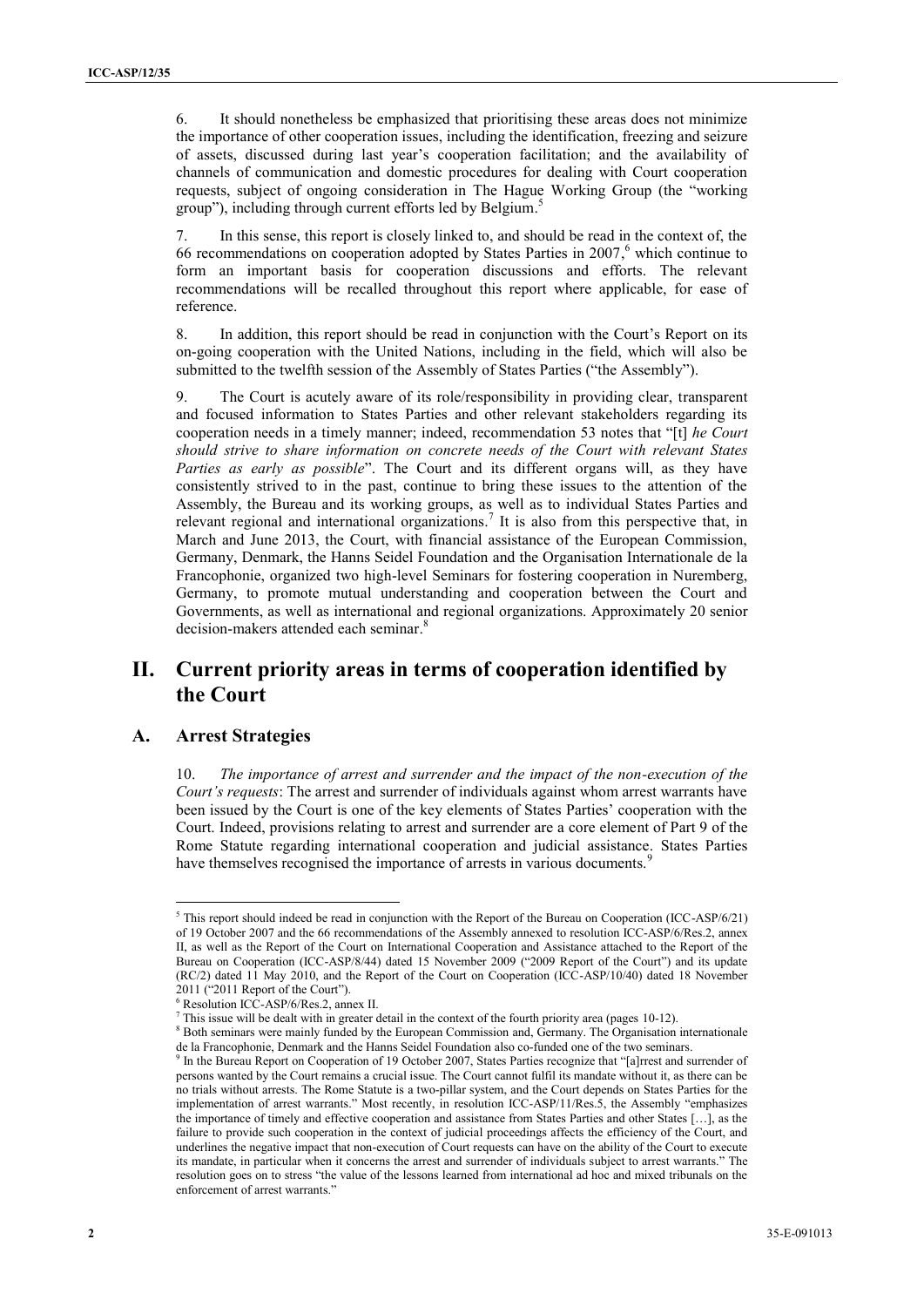6. It should nonetheless be emphasized that prioritising these areas does not minimize the importance of other cooperation issues, including the identification, freezing and seizure of assets, discussed during last year's cooperation facilitation; and the availability of channels of communication and domestic procedures for dealing with Court cooperation requests, subject of ongoing consideration in The Hague Working Group (the "working group"), including through current efforts led by Belgium.[5]

7. In this sense, this report is closely linked to, and should be read in the context of, the 66 recommendations on cooperation adopted by States Parties in 2007,[6] which continue to form an important basis for cooperation discussions and efforts. The relevant recommendations will be recalled throughout this report where applicable, for ease of reference.

8. In addition, this report should be read in conjunction with the Court's Report on its on-going cooperation with the United Nations, including in the field, which will also be submitted to the twelfth session of the Assembly of States Parties ("the Assembly").

9. The Court is acutely aware of its role/responsibility in providing clear, transparent and focused information to States Parties and other relevant stakeholders regarding its cooperation needs in a timely manner; indeed, recommendation 53 notes that "[t] *he Court should strive to share information on concrete needs of the Court with relevant States Parties as early as possible*". The Court and its different organs will, as they have consistently strived to in the past, continue to bring these issues to the attention of the Assembly, the Bureau and its working groups, as well as to individual States Parties and relevant regional and international organizations.[7] It is also from this perspective that, in March and June 2013, the Court, with financial assistance of the European Commission, Germany, Denmark, the Hanns Seidel Foundation and the Organisation Internationale de la Francophonie, organized two high-level Seminars for fostering cooperation in Nuremberg, Germany, to promote mutual understanding and cooperation between the Court and Governments, as well as international and regional organizations. Approximately 20 senior decision-makers attended each seminar.[8]

## II. Current priority areas in terms of cooperation identified by the Court

### A. Arrest Strategies

10. *The importance of arrest and surrender and the impact of the non-execution of the Court's requests*: The arrest and surrender of individuals against whom arrest warrants have been issued by the Court is one of the key elements of States Parties' cooperation with the Court. Indeed, provisions relating to arrest and surrender are a core element of Part 9 of the Rome Statute regarding international cooperation and judicial assistance. States Parties have themselves recognised the importance of arrests in various documents.[9]

---

[5] This report should indeed be read in conjunction with the Report of the Bureau on Cooperation (ICC-ASP/6/21) of 19 October 2007 and the 66 recommendations of the Assembly annexed to resolution ICC-ASP/6/Res.2, annex II, as well as the Report of the Court on International Cooperation and Assistance attached to the Report of the Bureau on Cooperation (ICC-ASP/8/44) dated 15 November 2009 ("2009 Report of the Court") and its update (RC/2) dated 11 May 2010, and the Report of the Court on Cooperation (ICC-ASP/10/40) dated 18 November 2011 ("2011 Report of the Court").

[6] Resolution ICC-ASP/6/Res.2, annex II.

[7] This issue will be dealt with in greater detail in the context of the fourth priority area (pages 10-12).

[8] Both seminars were mainly funded by the European Commission and, Germany. The Organisation internationale de la Francophonie, Denmark and the Hanns Seidel Foundation also co-funded one of the two seminars.

[9] In the Bureau Report on Cooperation of 19 October 2007, States Parties recognize that "[a]rrest and surrender of persons wanted by the Court remains a crucial issue. The Court cannot fulfil its mandate without it, as there can be no trials without arrests. The Rome Statute is a two-pillar system, and the Court depends on States Parties for the implementation of arrest warrants." Most recently, in resolution ICC-ASP/11/Res.5, the Assembly "emphasizes the importance of timely and effective cooperation and assistance from States Parties and other States […], as the failure to provide such cooperation in the context of judicial proceedings affects the efficiency of the Court, and underlines the negative impact that non-execution of Court requests can have on the ability of the Court to execute its mandate, in particular when it concerns the arrest and surrender of individuals subject to arrest warrants." The resolution goes on to stress "the value of the lessons learned from international ad hoc and mixed tribunals on the enforcement of arrest warrants."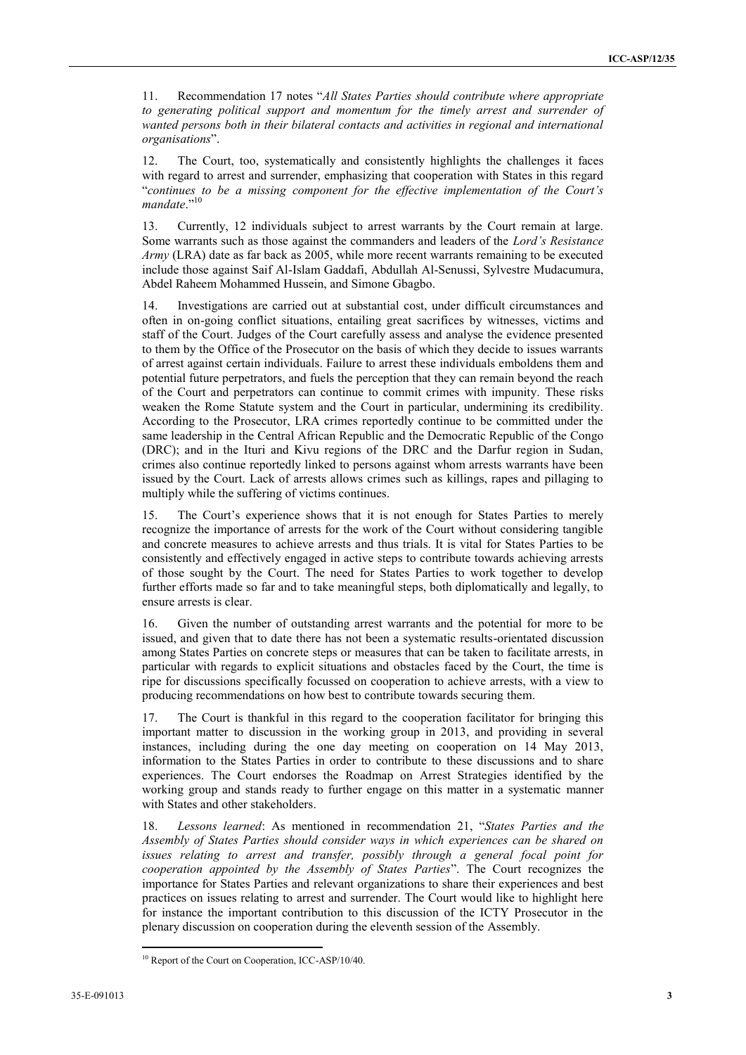11. Recommendation 17 notes "*All States Parties should contribute where appropriate to generating political support and momentum for the timely arrest and surrender of wanted persons both in their bilateral contacts and activities in regional and international organisations*".

12. The Court, too, systematically and consistently highlights the challenges it faces with regard to arrest and surrender, emphasizing that cooperation with States in this regard "*continues to be a missing component for the effective implementation of the Court's mandate*."[10]

13. Currently, 12 individuals subject to arrest warrants by the Court remain at large. Some warrants such as those against the commanders and leaders of the *Lord's Resistance Army* (LRA) date as far back as 2005, while more recent warrants remaining to be executed include those against Saif Al-Islam Gaddafi, Abdullah Al-Senussi, Sylvestre Mudacumura, Abdel Raheem Mohammed Hussein, and Simone Gbagbo.

14. Investigations are carried out at substantial cost, under difficult circumstances and often in on-going conflict situations, entailing great sacrifices by witnesses, victims and staff of the Court. Judges of the Court carefully assess and analyse the evidence presented to them by the Office of the Prosecutor on the basis of which they decide to issues warrants of arrest against certain individuals. Failure to arrest these individuals emboldens them and potential future perpetrators, and fuels the perception that they can remain beyond the reach of the Court and perpetrators can continue to commit crimes with impunity. These risks weaken the Rome Statute system and the Court in particular, undermining its credibility. According to the Prosecutor, LRA crimes reportedly continue to be committed under the same leadership in the Central African Republic and the Democratic Republic of the Congo (DRC); and in the Ituri and Kivu regions of the DRC and the Darfur region in Sudan, crimes also continue reportedly linked to persons against whom arrests warrants have been issued by the Court. Lack of arrests allows crimes such as killings, rapes and pillaging to multiply while the suffering of victims continues.

15. The Court's experience shows that it is not enough for States Parties to merely recognize the importance of arrests for the work of the Court without considering tangible and concrete measures to achieve arrests and thus trials. It is vital for States Parties to be consistently and effectively engaged in active steps to contribute towards achieving arrests of those sought by the Court. The need for States Parties to work together to develop further efforts made so far and to take meaningful steps, both diplomatically and legally, to ensure arrests is clear.

16. Given the number of outstanding arrest warrants and the potential for more to be issued, and given that to date there has not been a systematic results-orientated discussion among States Parties on concrete steps or measures that can be taken to facilitate arrests, in particular with regards to explicit situations and obstacles faced by the Court, the time is ripe for discussions specifically focussed on cooperation to achieve arrests, with a view to producing recommendations on how best to contribute towards securing them.

17. The Court is thankful in this regard to the cooperation facilitator for bringing this important matter to discussion in the working group in 2013, and providing in several instances, including during the one day meeting on cooperation on 14 May 2013, information to the States Parties in order to contribute to these discussions and to share experiences. The Court endorses the Roadmap on Arrest Strategies identified by the working group and stands ready to further engage on this matter in a systematic manner with States and other stakeholders.

18. *Lessons learned*: As mentioned in recommendation 21, "*States Parties and the Assembly of States Parties should consider ways in which experiences can be shared on issues relating to arrest and transfer, possibly through a general focal point for cooperation appointed by the Assembly of States Parties*". The Court recognizes the importance for States Parties and relevant organizations to share their experiences and best practices on issues relating to arrest and surrender. The Court would like to highlight here for instance the important contribution to this discussion of the ICTY Prosecutor in the plenary discussion on cooperation during the eleventh session of the Assembly.

---

[10] Report of the Court on Cooperation, ICC-ASP/10/40.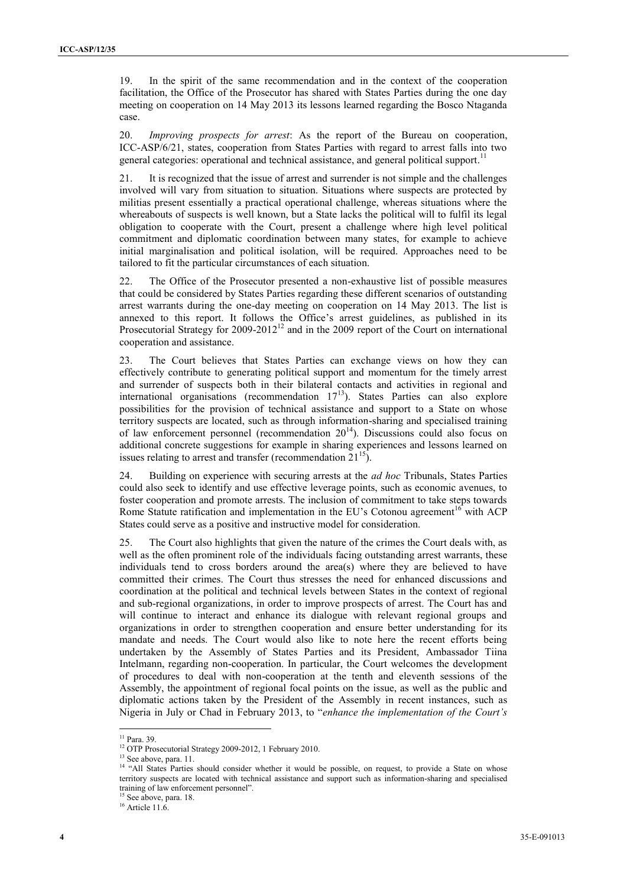19. In the spirit of the same recommendation and in the context of the cooperation facilitation, the Office of the Prosecutor has shared with States Parties during the one day meeting on cooperation on 14 May 2013 its lessons learned regarding the Bosco Ntaganda case.

20. *Improving prospects for arrest*: As the report of the Bureau on cooperation, ICC-ASP/6/21, states, cooperation from States Parties with regard to arrest falls into two general categories: operational and technical assistance, and general political support.[11]

21. It is recognized that the issue of arrest and surrender is not simple and the challenges involved will vary from situation to situation. Situations where suspects are protected by militias present essentially a practical operational challenge, whereas situations where the whereabouts of suspects is well known, but a State lacks the political will to fulfil its legal obligation to cooperate with the Court, present a challenge where high level political commitment and diplomatic coordination between many states, for example to achieve initial marginalisation and political isolation, will be required. Approaches need to be tailored to fit the particular circumstances of each situation.

22. The Office of the Prosecutor presented a non-exhaustive list of possible measures that could be considered by States Parties regarding these different scenarios of outstanding arrest warrants during the one-day meeting on cooperation on 14 May 2013. The list is annexed to this report. It follows the Office's arrest guidelines, as published in its Prosecutorial Strategy for 2009-2012[12] and in the 2009 report of the Court on international cooperation and assistance.

23. The Court believes that States Parties can exchange views on how they can effectively contribute to generating political support and momentum for the timely arrest and surrender of suspects both in their bilateral contacts and activities in regional and international organisations (recommendation 17[13]). States Parties can also explore possibilities for the provision of technical assistance and support to a State on whose territory suspects are located, such as through information-sharing and specialised training of law enforcement personnel (recommendation 20[14]). Discussions could also focus on additional concrete suggestions for example in sharing experiences and lessons learned on issues relating to arrest and transfer (recommendation 21[15]).

24. Building on experience with securing arrests at the *ad hoc* Tribunals, States Parties could also seek to identify and use effective leverage points, such as economic avenues, to foster cooperation and promote arrests. The inclusion of commitment to take steps towards Rome Statute ratification and implementation in the EU's Cotonou agreement[16] with ACP States could serve as a positive and instructive model for consideration.

25. The Court also highlights that given the nature of the crimes the Court deals with, as well as the often prominent role of the individuals facing outstanding arrest warrants, these individuals tend to cross borders around the area(s) where they are believed to have committed their crimes. The Court thus stresses the need for enhanced discussions and coordination at the political and technical levels between States in the context of regional and sub-regional organizations, in order to improve prospects of arrest. The Court has and will continue to interact and enhance its dialogue with relevant regional groups and organizations in order to strengthen cooperation and ensure better understanding for its mandate and needs. The Court would also like to note here the recent efforts being undertaken by the Assembly of States Parties and its President, Ambassador Tiina Intelmann, regarding non-cooperation. In particular, the Court welcomes the development of procedures to deal with non-cooperation at the tenth and eleventh sessions of the Assembly, the appointment of regional focal points on the issue, as well as the public and diplomatic actions taken by the President of the Assembly in recent instances, such as Nigeria in July or Chad in February 2013, to "*enhance the implementation of the Court's*

---

[11] Para. 39.

[12] OTP Prosecutorial Strategy 2009-2012, 1 February 2010.

[13] See above, para. 11.

[14] "All States Parties should consider whether it would be possible, on request, to provide a State on whose territory suspects are located with technical assistance and support such as information-sharing and specialised training of law enforcement personnel".

[15] See above, para. 18.

[16] Article 11.6.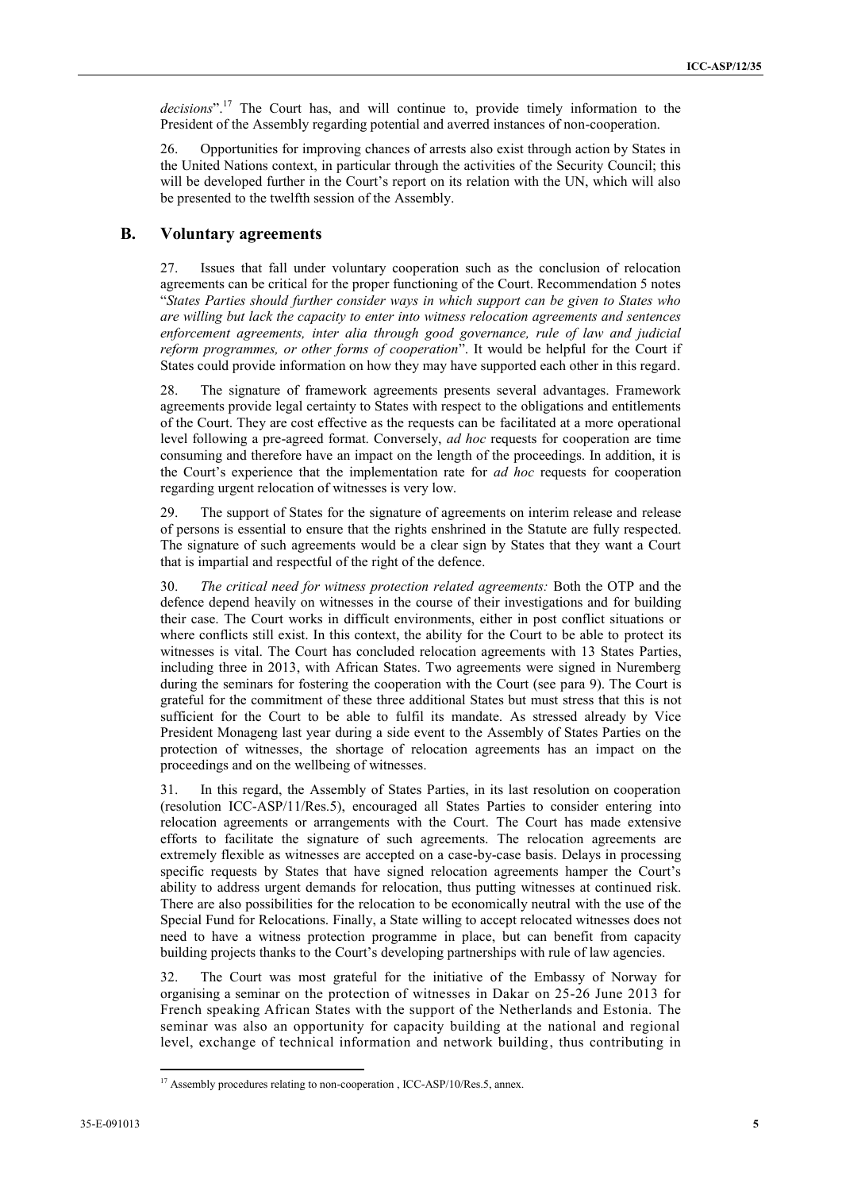*decisions*".[17] The Court has, and will continue to, provide timely information to the President of the Assembly regarding potential and averred instances of non-cooperation.

26. Opportunities for improving chances of arrests also exist through action by States in the United Nations context, in particular through the activities of the Security Council; this will be developed further in the Court's report on its relation with the UN, which will also be presented to the twelfth session of the Assembly.

## B. Voluntary agreements

27. Issues that fall under voluntary cooperation such as the conclusion of relocation agreements can be critical for the proper functioning of the Court. Recommendation 5 notes "*States Parties should further consider ways in which support can be given to States who are willing but lack the capacity to enter into witness relocation agreements and sentences enforcement agreements, inter alia through good governance, rule of law and judicial reform programmes, or other forms of cooperation*". It would be helpful for the Court if States could provide information on how they may have supported each other in this regard.

28. The signature of framework agreements presents several advantages. Framework agreements provide legal certainty to States with respect to the obligations and entitlements of the Court. They are cost effective as the requests can be facilitated at a more operational level following a pre-agreed format. Conversely, *ad hoc* requests for cooperation are time consuming and therefore have an impact on the length of the proceedings. In addition, it is the Court's experience that the implementation rate for *ad hoc* requests for cooperation regarding urgent relocation of witnesses is very low.

29. The support of States for the signature of agreements on interim release and release of persons is essential to ensure that the rights enshrined in the Statute are fully respected. The signature of such agreements would be a clear sign by States that they want a Court that is impartial and respectful of the right of the defence.

30. *The critical need for witness protection related agreements:* Both the OTP and the defence depend heavily on witnesses in the course of their investigations and for building their case. The Court works in difficult environments, either in post conflict situations or where conflicts still exist. In this context, the ability for the Court to be able to protect its witnesses is vital. The Court has concluded relocation agreements with 13 States Parties, including three in 2013, with African States. Two agreements were signed in Nuremberg during the seminars for fostering the cooperation with the Court (see para 9). The Court is grateful for the commitment of these three additional States but must stress that this is not sufficient for the Court to be able to fulfil its mandate. As stressed already by Vice President Monageng last year during a side event to the Assembly of States Parties on the protection of witnesses, the shortage of relocation agreements has an impact on the proceedings and on the wellbeing of witnesses.

31. In this regard, the Assembly of States Parties, in its last resolution on cooperation (resolution ICC-ASP/11/Res.5), encouraged all States Parties to consider entering into relocation agreements or arrangements with the Court. The Court has made extensive efforts to facilitate the signature of such agreements. The relocation agreements are extremely flexible as witnesses are accepted on a case-by-case basis. Delays in processing specific requests by States that have signed relocation agreements hamper the Court's ability to address urgent demands for relocation, thus putting witnesses at continued risk. There are also possibilities for the relocation to be economically neutral with the use of the Special Fund for Relocations. Finally, a State willing to accept relocated witnesses does not need to have a witness protection programme in place, but can benefit from capacity building projects thanks to the Court's developing partnerships with rule of law agencies.

32. The Court was most grateful for the initiative of the Embassy of Norway for organising a seminar on the protection of witnesses in Dakar on 25-26 June 2013 for French speaking African States with the support of the Netherlands and Estonia. The seminar was also an opportunity for capacity building at the national and regional level, exchange of technical information and network building, thus contributing in

---

[17] Assembly procedures relating to non-cooperation , ICC-ASP/10/Res.5, annex.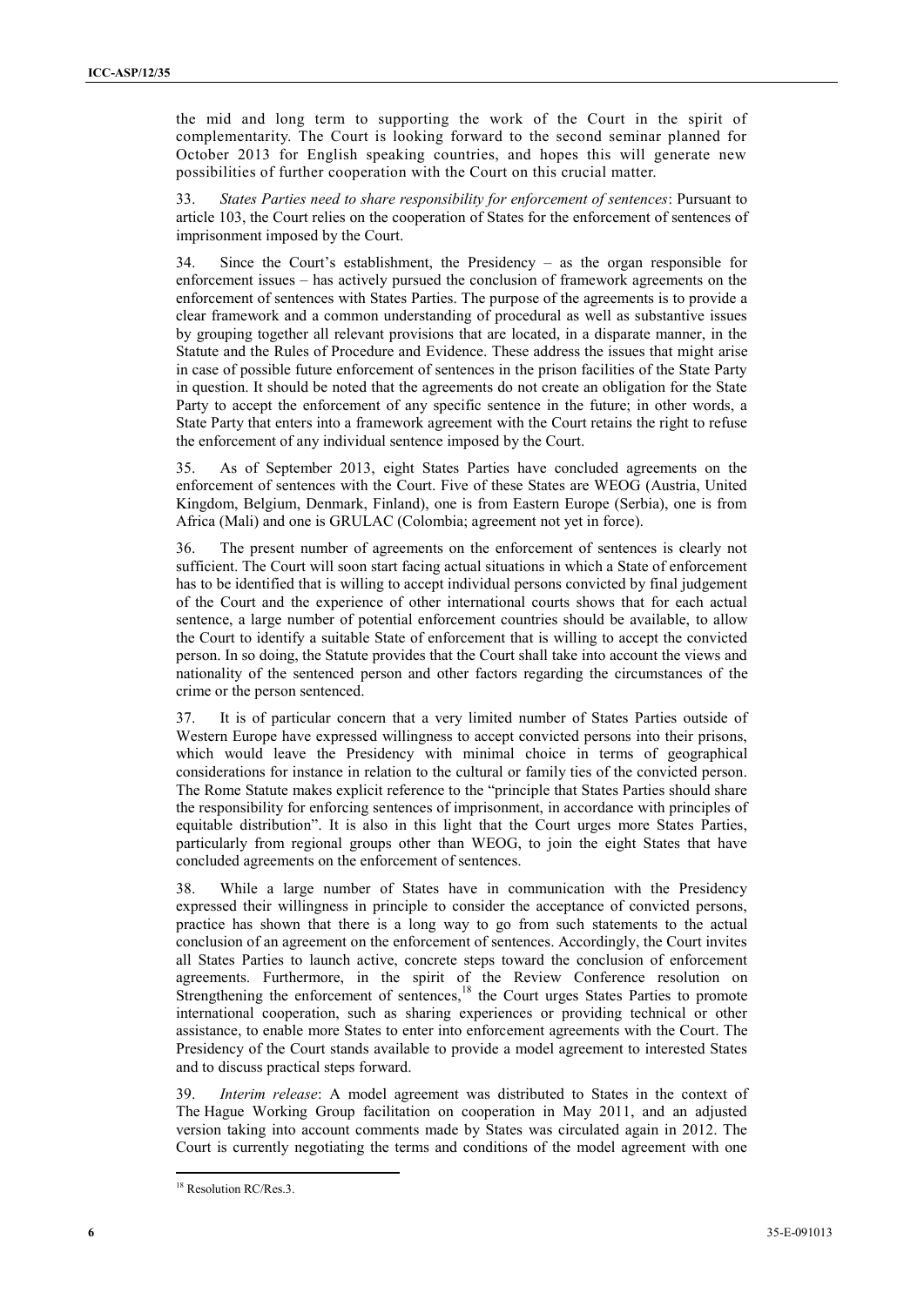the mid and long term to supporting the work of the Court in the spirit of complementarity. The Court is looking forward to the second seminar planned for October 2013 for English speaking countries, and hopes this will generate new possibilities of further cooperation with the Court on this crucial matter.

33. *States Parties need to share responsibility for enforcement of sentences*: Pursuant to article 103, the Court relies on the cooperation of States for the enforcement of sentences of imprisonment imposed by the Court.

34. Since the Court's establishment, the Presidency – as the organ responsible for enforcement issues – has actively pursued the conclusion of framework agreements on the enforcement of sentences with States Parties. The purpose of the agreements is to provide a clear framework and a common understanding of procedural as well as substantive issues by grouping together all relevant provisions that are located, in a disparate manner, in the Statute and the Rules of Procedure and Evidence. These address the issues that might arise in case of possible future enforcement of sentences in the prison facilities of the State Party in question. It should be noted that the agreements do not create an obligation for the State Party to accept the enforcement of any specific sentence in the future; in other words, a State Party that enters into a framework agreement with the Court retains the right to refuse the enforcement of any individual sentence imposed by the Court.

35. As of September 2013, eight States Parties have concluded agreements on the enforcement of sentences with the Court. Five of these States are WEOG (Austria, United Kingdom, Belgium, Denmark, Finland), one is from Eastern Europe (Serbia), one is from Africa (Mali) and one is GRULAC (Colombia; agreement not yet in force).

36. The present number of agreements on the enforcement of sentences is clearly not sufficient. The Court will soon start facing actual situations in which a State of enforcement has to be identified that is willing to accept individual persons convicted by final judgement of the Court and the experience of other international courts shows that for each actual sentence, a large number of potential enforcement countries should be available, to allow the Court to identify a suitable State of enforcement that is willing to accept the convicted person. In so doing, the Statute provides that the Court shall take into account the views and nationality of the sentenced person and other factors regarding the circumstances of the crime or the person sentenced.

37. It is of particular concern that a very limited number of States Parties outside of Western Europe have expressed willingness to accept convicted persons into their prisons, which would leave the Presidency with minimal choice in terms of geographical considerations for instance in relation to the cultural or family ties of the convicted person. The Rome Statute makes explicit reference to the "principle that States Parties should share the responsibility for enforcing sentences of imprisonment, in accordance with principles of equitable distribution". It is also in this light that the Court urges more States Parties, particularly from regional groups other than WEOG, to join the eight States that have concluded agreements on the enforcement of sentences.

38. While a large number of States have in communication with the Presidency expressed their willingness in principle to consider the acceptance of convicted persons, practice has shown that there is a long way to go from such statements to the actual conclusion of an agreement on the enforcement of sentences. Accordingly, the Court invites all States Parties to launch active, concrete steps toward the conclusion of enforcement agreements. Furthermore, in the spirit of the Review Conference resolution on Strengthening the enforcement of sentences,[18] the Court urges States Parties to promote international cooperation, such as sharing experiences or providing technical or other assistance, to enable more States to enter into enforcement agreements with the Court. The Presidency of the Court stands available to provide a model agreement to interested States and to discuss practical steps forward.

39. *Interim release*: A model agreement was distributed to States in the context of The Hague Working Group facilitation on cooperation in May 2011, and an adjusted version taking into account comments made by States was circulated again in 2012. The Court is currently negotiating the terms and conditions of the model agreement with one

[18] Resolution RC/Res.3.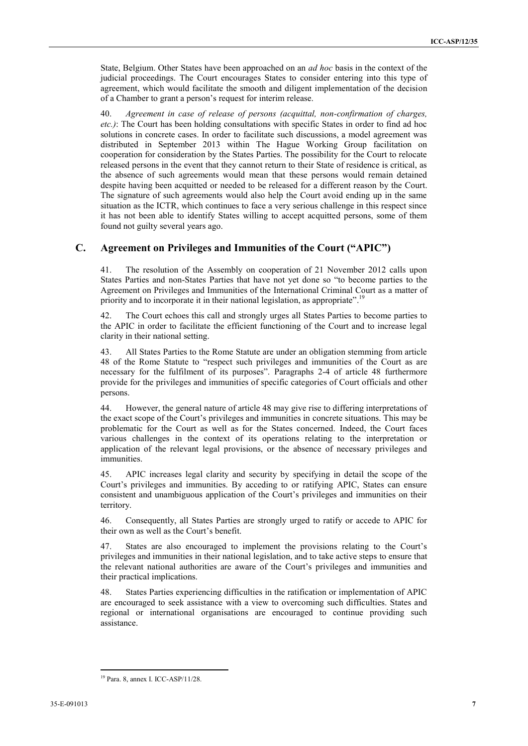State, Belgium. Other States have been approached on an *ad hoc* basis in the context of the judicial proceedings. The Court encourages States to consider entering into this type of agreement, which would facilitate the smooth and diligent implementation of the decision of a Chamber to grant a person's request for interim release.

40. *Agreement in case of release of persons (acquittal, non-confirmation of charges, etc.)*: The Court has been holding consultations with specific States in order to find ad hoc solutions in concrete cases. In order to facilitate such discussions, a model agreement was distributed in September 2013 within The Hague Working Group facilitation on cooperation for consideration by the States Parties. The possibility for the Court to relocate released persons in the event that they cannot return to their State of residence is critical, as the absence of such agreements would mean that these persons would remain detained despite having been acquitted or needed to be released for a different reason by the Court. The signature of such agreements would also help the Court avoid ending up in the same situation as the ICTR, which continues to face a very serious challenge in this respect since it has not been able to identify States willing to accept acquitted persons, some of them found not guilty several years ago.

## C. Agreement on Privileges and Immunities of the Court ("APIC")

41. The resolution of the Assembly on cooperation of 21 November 2012 calls upon States Parties and non-States Parties that have not yet done so "to become parties to the Agreement on Privileges and Immunities of the International Criminal Court as a matter of priority and to incorporate it in their national legislation, as appropriate".[19]

42. The Court echoes this call and strongly urges all States Parties to become parties to the APIC in order to facilitate the efficient functioning of the Court and to increase legal clarity in their national setting.

43. All States Parties to the Rome Statute are under an obligation stemming from article 48 of the Rome Statute to "respect such privileges and immunities of the Court as are necessary for the fulfilment of its purposes". Paragraphs 2-4 of article 48 furthermore provide for the privileges and immunities of specific categories of Court officials and other persons.

44. However, the general nature of article 48 may give rise to differing interpretations of the exact scope of the Court's privileges and immunities in concrete situations. This may be problematic for the Court as well as for the States concerned. Indeed, the Court faces various challenges in the context of its operations relating to the interpretation or application of the relevant legal provisions, or the absence of necessary privileges and immunities.

45. APIC increases legal clarity and security by specifying in detail the scope of the Court's privileges and immunities. By acceding to or ratifying APIC, States can ensure consistent and unambiguous application of the Court's privileges and immunities on their territory.

46. Consequently, all States Parties are strongly urged to ratify or accede to APIC for their own as well as the Court's benefit.

47. States are also encouraged to implement the provisions relating to the Court's privileges and immunities in their national legislation, and to take active steps to ensure that the relevant national authorities are aware of the Court's privileges and immunities and their practical implications.

48. States Parties experiencing difficulties in the ratification or implementation of APIC are encouraged to seek assistance with a view to overcoming such difficulties. States and regional or international organisations are encouraged to continue providing such assistance.

---

[19] Para. 8, annex I. ICC-ASP/11/28.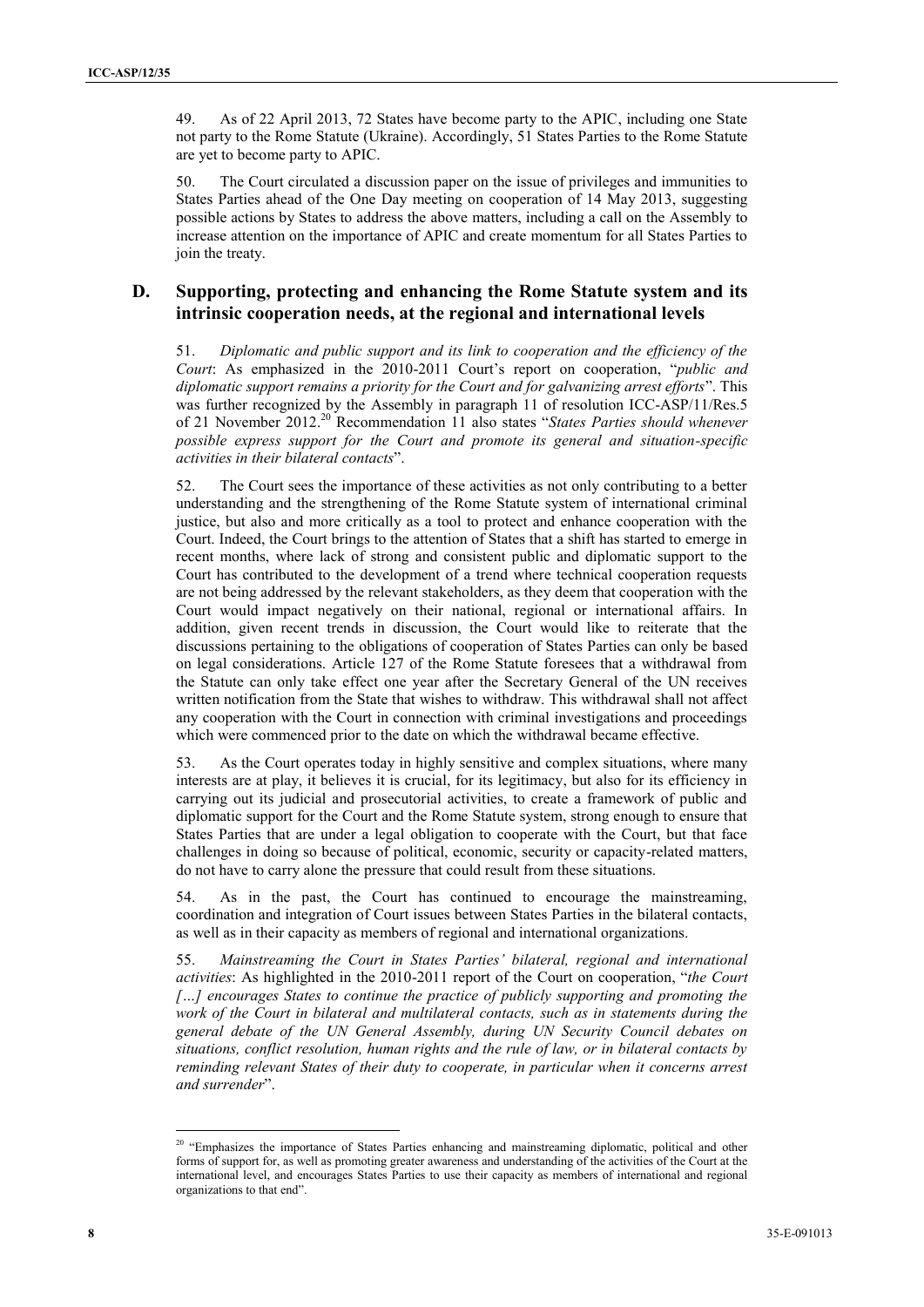49. As of 22 April 2013, 72 States have become party to the APIC, including one State not party to the Rome Statute (Ukraine). Accordingly, 51 States Parties to the Rome Statute are yet to become party to APIC.

50. The Court circulated a discussion paper on the issue of privileges and immunities to States Parties ahead of the One Day meeting on cooperation of 14 May 2013, suggesting possible actions by States to address the above matters, including a call on the Assembly to increase attention on the importance of APIC and create momentum for all States Parties to join the treaty.

## D. Supporting, protecting and enhancing the Rome Statute system and its intrinsic cooperation needs, at the regional and international levels

51. *Diplomatic and public support and its link to cooperation and the efficiency of the Court*: As emphasized in the 2010-2011 Court's report on cooperation, "*public and diplomatic support remains a priority for the Court and for galvanizing arrest efforts*". This was further recognized by the Assembly in paragraph 11 of resolution ICC-ASP/11/Res.5 of 21 November 2012.[20] Recommendation 11 also states "*States Parties should whenever possible express support for the Court and promote its general and situation-specific activities in their bilateral contacts*".

52. The Court sees the importance of these activities as not only contributing to a better understanding and the strengthening of the Rome Statute system of international criminal justice, but also and more critically as a tool to protect and enhance cooperation with the Court. Indeed, the Court brings to the attention of States that a shift has started to emerge in recent months, where lack of strong and consistent public and diplomatic support to the Court has contributed to the development of a trend where technical cooperation requests are not being addressed by the relevant stakeholders, as they deem that cooperation with the Court would impact negatively on their national, regional or international affairs. In addition, given recent trends in discussion, the Court would like to reiterate that the discussions pertaining to the obligations of cooperation of States Parties can only be based on legal considerations. Article 127 of the Rome Statute foresees that a withdrawal from the Statute can only take effect one year after the Secretary General of the UN receives written notification from the State that wishes to withdraw. This withdrawal shall not affect any cooperation with the Court in connection with criminal investigations and proceedings which were commenced prior to the date on which the withdrawal became effective.

53. As the Court operates today in highly sensitive and complex situations, where many interests are at play, it believes it is crucial, for its legitimacy, but also for its efficiency in carrying out its judicial and prosecutorial activities, to create a framework of public and diplomatic support for the Court and the Rome Statute system, strong enough to ensure that States Parties that are under a legal obligation to cooperate with the Court, but that face challenges in doing so because of political, economic, security or capacity-related matters, do not have to carry alone the pressure that could result from these situations.

54. As in the past, the Court has continued to encourage the mainstreaming, coordination and integration of Court issues between States Parties in the bilateral contacts, as well as in their capacity as members of regional and international organizations.

55. *Mainstreaming the Court in States Parties' bilateral, regional and international activities*: As highlighted in the 2010-2011 report of the Court on cooperation, "*the Court […] encourages States to continue the practice of publicly supporting and promoting the work of the Court in bilateral and multilateral contacts, such as in statements during the general debate of the UN General Assembly, during UN Security Council debates on situations, conflict resolution, human rights and the rule of law, or in bilateral contacts by reminding relevant States of their duty to cooperate, in particular when it concerns arrest and surrender*".

---

[20] "Emphasizes the importance of States Parties enhancing and mainstreaming diplomatic, political and other forms of support for, as well as promoting greater awareness and understanding of the activities of the Court at the international level, and encourages States Parties to use their capacity as members of international and regional organizations to that end".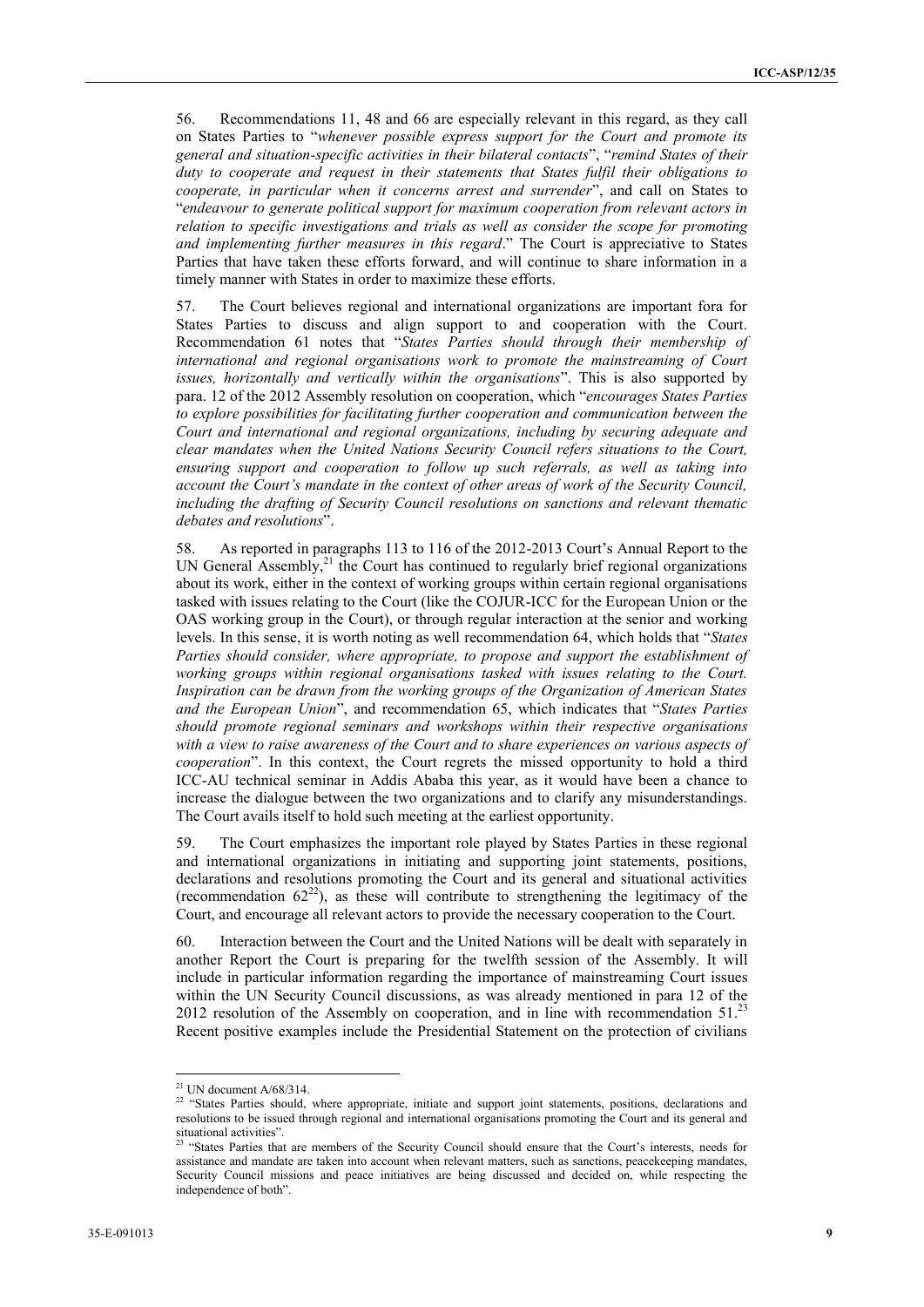56. Recommendations 11, 48 and 66 are especially relevant in this regard, as they call on States Parties to "*whenever possible express support for the Court and promote its general and situation-specific activities in their bilateral contacts*", "*remind States of their duty to cooperate and request in their statements that States fulfil their obligations to cooperate, in particular when it concerns arrest and surrender*", and call on States to "*endeavour to generate political support for maximum cooperation from relevant actors in relation to specific investigations and trials as well as consider the scope for promoting and implementing further measures in this regard*." The Court is appreciative to States Parties that have taken these efforts forward, and will continue to share information in a timely manner with States in order to maximize these efforts.

57. The Court believes regional and international organizations are important fora for States Parties to discuss and align support to and cooperation with the Court. Recommendation 61 notes that "*States Parties should through their membership of international and regional organisations work to promote the mainstreaming of Court issues, horizontally and vertically within the organisations*". This is also supported by para. 12 of the 2012 Assembly resolution on cooperation, which "*encourages States Parties to explore possibilities for facilitating further cooperation and communication between the Court and international and regional organizations, including by securing adequate and clear mandates when the United Nations Security Council refers situations to the Court, ensuring support and cooperation to follow up such referrals, as well as taking into account the Court's mandate in the context of other areas of work of the Security Council, including the drafting of Security Council resolutions on sanctions and relevant thematic debates and resolutions*".

58. As reported in paragraphs 113 to 116 of the 2012-2013 Court's Annual Report to the UN General Assembly,[21] the Court has continued to regularly brief regional organizations about its work, either in the context of working groups within certain regional organisations tasked with issues relating to the Court (like the COJUR-ICC for the European Union or the OAS working group in the Court), or through regular interaction at the senior and working levels. In this sense, it is worth noting as well recommendation 64, which holds that "*States Parties should consider, where appropriate, to propose and support the establishment of working groups within regional organisations tasked with issues relating to the Court. Inspiration can be drawn from the working groups of the Organization of American States and the European Union*", and recommendation 65, which indicates that "*States Parties should promote regional seminars and workshops within their respective organisations with a view to raise awareness of the Court and to share experiences on various aspects of cooperation*". In this context, the Court regrets the missed opportunity to hold a third ICC-AU technical seminar in Addis Ababa this year, as it would have been a chance to increase the dialogue between the two organizations and to clarify any misunderstandings. The Court avails itself to hold such meeting at the earliest opportunity.

59. The Court emphasizes the important role played by States Parties in these regional and international organizations in initiating and supporting joint statements, positions, declarations and resolutions promoting the Court and its general and situational activities (recommendation 62[22]), as these will contribute to strengthening the legitimacy of the Court, and encourage all relevant actors to provide the necessary cooperation to the Court.

60. Interaction between the Court and the United Nations will be dealt with separately in another Report the Court is preparing for the twelfth session of the Assembly. It will include in particular information regarding the importance of mainstreaming Court issues within the UN Security Council discussions, as was already mentioned in para 12 of the 2012 resolution of the Assembly on cooperation, and in line with recommendation 51.[23] Recent positive examples include the Presidential Statement on the protection of civilians

---

[21] UN document A/68/314.

[22] "States Parties should, where appropriate, initiate and support joint statements, positions, declarations and resolutions to be issued through regional and international organisations promoting the Court and its general and situational activities".

[23] "States Parties that are members of the Security Council should ensure that the Court's interests, needs for assistance and mandate are taken into account when relevant matters, such as sanctions, peacekeeping mandates, Security Council missions and peace initiatives are being discussed and decided on, while respecting the independence of both".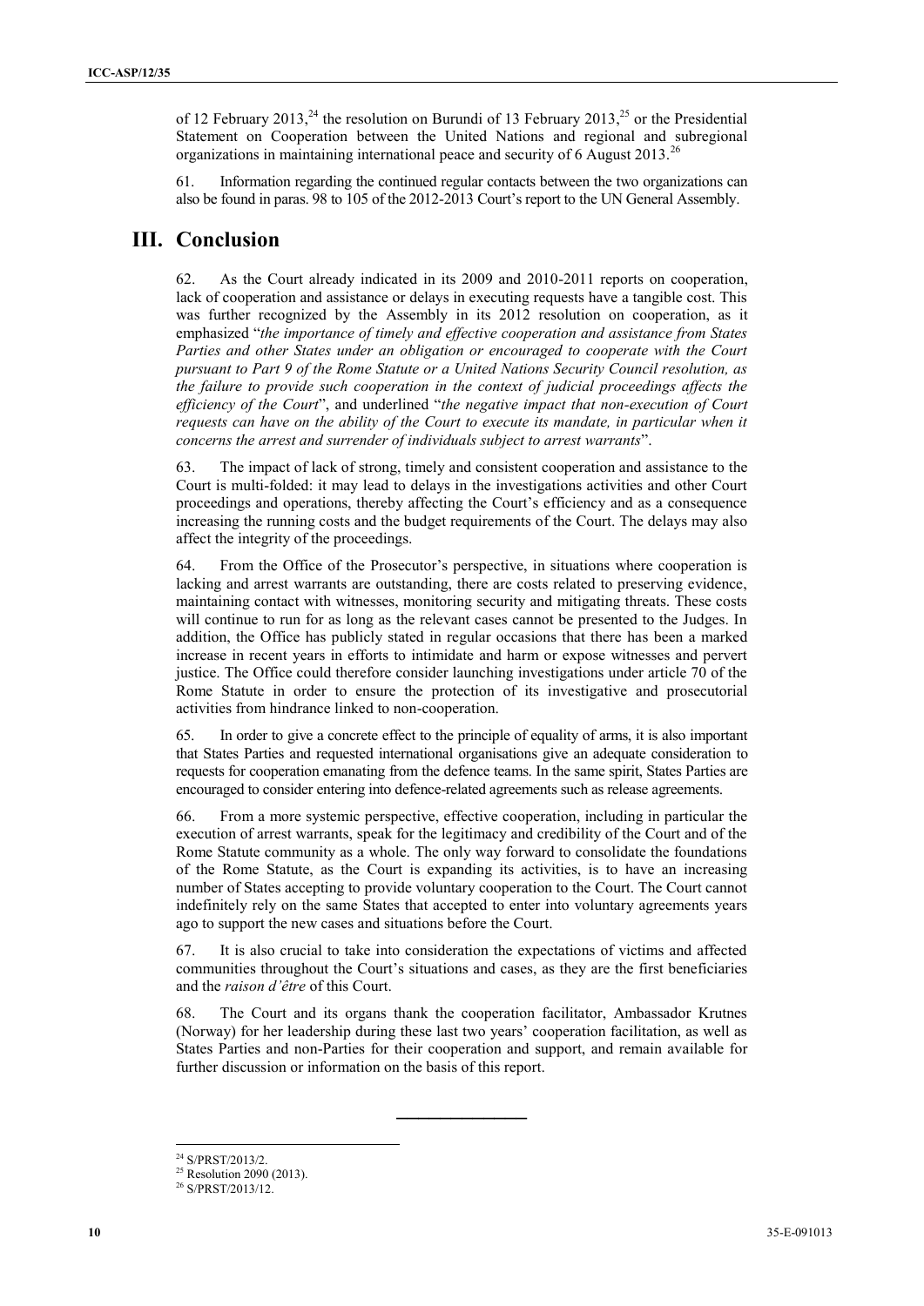of 12 February 2013,[24] the resolution on Burundi of 13 February 2013,[25] or the Presidential Statement on Cooperation between the United Nations and regional and subregional organizations in maintaining international peace and security of 6 August 2013.[26]

61. Information regarding the continued regular contacts between the two organizations can also be found in paras. 98 to 105 of the 2012-2013 Court's report to the UN General Assembly.

# III. Conclusion

62. As the Court already indicated in its 2009 and 2010-2011 reports on cooperation, lack of cooperation and assistance or delays in executing requests have a tangible cost. This was further recognized by the Assembly in its 2012 resolution on cooperation, as it emphasized "*the importance of timely and effective cooperation and assistance from States Parties and other States under an obligation or encouraged to cooperate with the Court pursuant to Part 9 of the Rome Statute or a United Nations Security Council resolution, as the failure to provide such cooperation in the context of judicial proceedings affects the efficiency of the Court*", and underlined "*the negative impact that non-execution of Court requests can have on the ability of the Court to execute its mandate, in particular when it concerns the arrest and surrender of individuals subject to arrest warrants*".

63. The impact of lack of strong, timely and consistent cooperation and assistance to the Court is multi-folded: it may lead to delays in the investigations activities and other Court proceedings and operations, thereby affecting the Court's efficiency and as a consequence increasing the running costs and the budget requirements of the Court. The delays may also affect the integrity of the proceedings.

64. From the Office of the Prosecutor's perspective, in situations where cooperation is lacking and arrest warrants are outstanding, there are costs related to preserving evidence, maintaining contact with witnesses, monitoring security and mitigating threats. These costs will continue to run for as long as the relevant cases cannot be presented to the Judges. In addition, the Office has publicly stated in regular occasions that there has been a marked increase in recent years in efforts to intimidate and harm or expose witnesses and pervert justice. The Office could therefore consider launching investigations under article 70 of the Rome Statute in order to ensure the protection of its investigative and prosecutorial activities from hindrance linked to non-cooperation.

65. In order to give a concrete effect to the principle of equality of arms, it is also important that States Parties and requested international organisations give an adequate consideration to requests for cooperation emanating from the defence teams. In the same spirit, States Parties are encouraged to consider entering into defence-related agreements such as release agreements.

66. From a more systemic perspective, effective cooperation, including in particular the execution of arrest warrants, speak for the legitimacy and credibility of the Court and of the Rome Statute community as a whole. The only way forward to consolidate the foundations of the Rome Statute, as the Court is expanding its activities, is to have an increasing number of States accepting to provide voluntary cooperation to the Court. The Court cannot indefinitely rely on the same States that accepted to enter into voluntary agreements years ago to support the new cases and situations before the Court.

67. It is also crucial to take into consideration the expectations of victims and affected communities throughout the Court's situations and cases, as they are the first beneficiaries and the *raison d'être* of this Court.

68. The Court and its organs thank the cooperation facilitator, Ambassador Krutnes (Norway) for her leadership during these last two years' cooperation facilitation, as well as States Parties and non-Parties for their cooperation and support, and remain available for further discussion or information on the basis of this report.

---

[24] S/PRST/2013/2.

[25] Resolution 2090 (2013).

[26] S/PRST/2013/12.